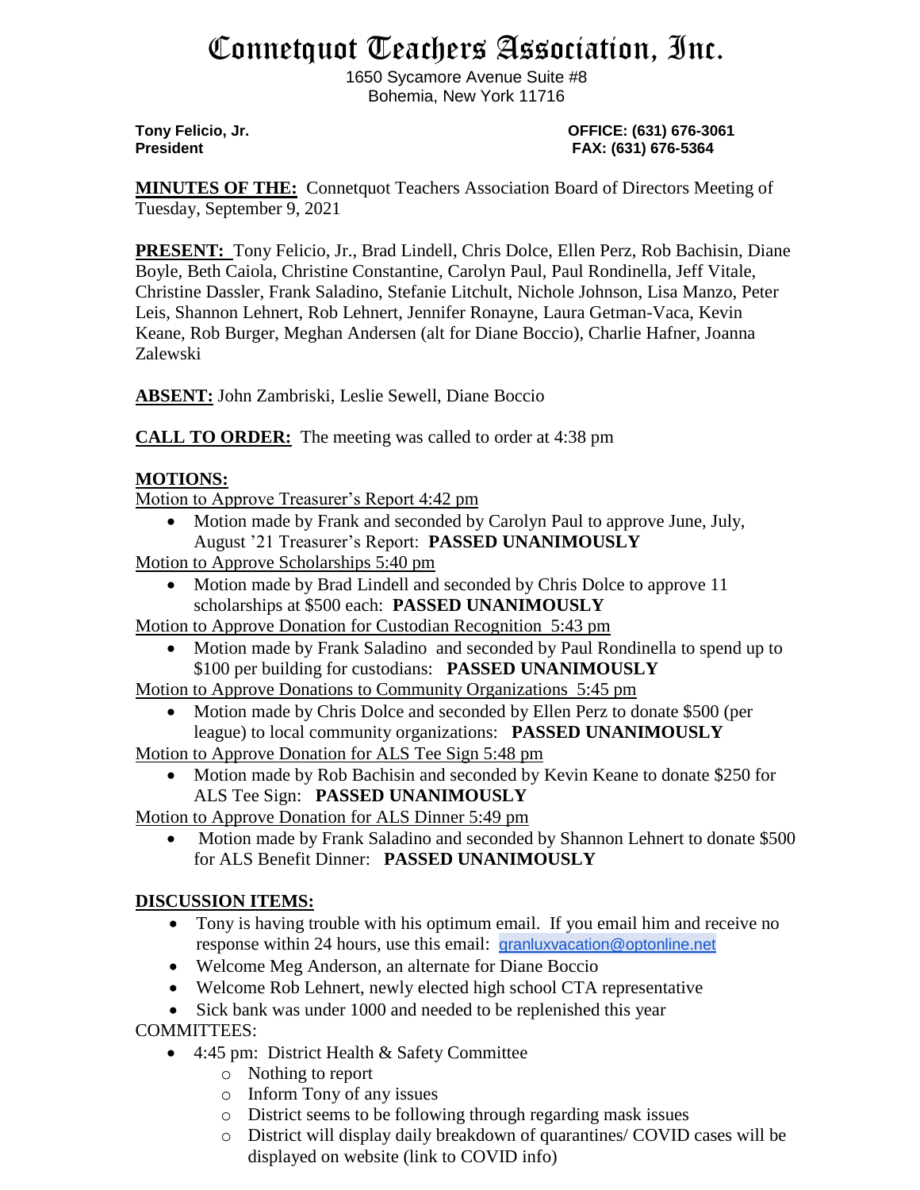# Connetquot Teachers Association, Inc.

1650 Sycamore Avenue Suite #8
Bohemia, New York 11716

**Tony Felicio, Jr.**
**President**

**OFFICE: (631) 676-3061**
**FAX: (631) 676-5364**

**MINUTES OF THE:** Connetquot Teachers Association Board of Directors Meeting of Tuesday, September 9, 2021

**PRESENT:** Tony Felicio, Jr., Brad Lindell, Chris Dolce, Ellen Perz, Rob Bachisin, Diane Boyle, Beth Caiola, Christine Constantine, Carolyn Paul, Paul Rondinella, Jeff Vitale, Christine Dassler, Frank Saladino, Stefanie Litchult, Nichole Johnson, Lisa Manzo, Peter Leis, Shannon Lehnert, Rob Lehnert, Jennifer Ronayne, Laura Getman-Vaca, Kevin Keane, Rob Burger, Meghan Andersen (alt for Diane Boccio), Charlie Hafner, Joanna Zalewski

**ABSENT:** John Zambriski, Leslie Sewell, Diane Boccio

**CALL TO ORDER:** The meeting was called to order at 4:38 pm

**MOTIONS:**

Motion to Approve Treasurer's Report 4:42 pm

- Motion made by Frank and seconded by Carolyn Paul to approve June, July, August '21 Treasurer's Report: **PASSED UNANIMOUSLY**

Motion to Approve Scholarships 5:40 pm

- Motion made by Brad Lindell and seconded by Chris Dolce to approve 11 scholarships at $500 each: **PASSED UNANIMOUSLY**

Motion to Approve Donation for Custodian Recognition 5:43 pm

- Motion made by Frank Saladino and seconded by Paul Rondinella to spend up to $100 per building for custodians: **PASSED UNANIMOUSLY**

Motion to Approve Donations to Community Organizations 5:45 pm

- Motion made by Chris Dolce and seconded by Ellen Perz to donate $500 (per league) to local community organizations: **PASSED UNANIMOUSLY**

Motion to Approve Donation for ALS Tee Sign 5:48 pm

- Motion made by Rob Bachisin and seconded by Kevin Keane to donate $250 for ALS Tee Sign: **PASSED UNANIMOUSLY**

Motion to Approve Donation for ALS Dinner 5:49 pm

- Motion made by Frank Saladino and seconded by Shannon Lehnert to donate $500 for ALS Benefit Dinner: **PASSED UNANIMOUSLY**

**DISCUSSION ITEMS:**

- Tony is having trouble with his optimum email. If you email him and receive no response within 24 hours, use this email: granluxvacation@optonline.net
- Welcome Meg Anderson, an alternate for Diane Boccio
- Welcome Rob Lehnert, newly elected high school CTA representative
- Sick bank was under 1000 and needed to be replenished this year

COMMITTEES:

- 4:45 pm: District Health & Safety Committee
  - Nothing to report
  - Inform Tony of any issues
  - District seems to be following through regarding mask issues
  - District will display daily breakdown of quarantines/ COVID cases will be displayed on website (link to COVID info)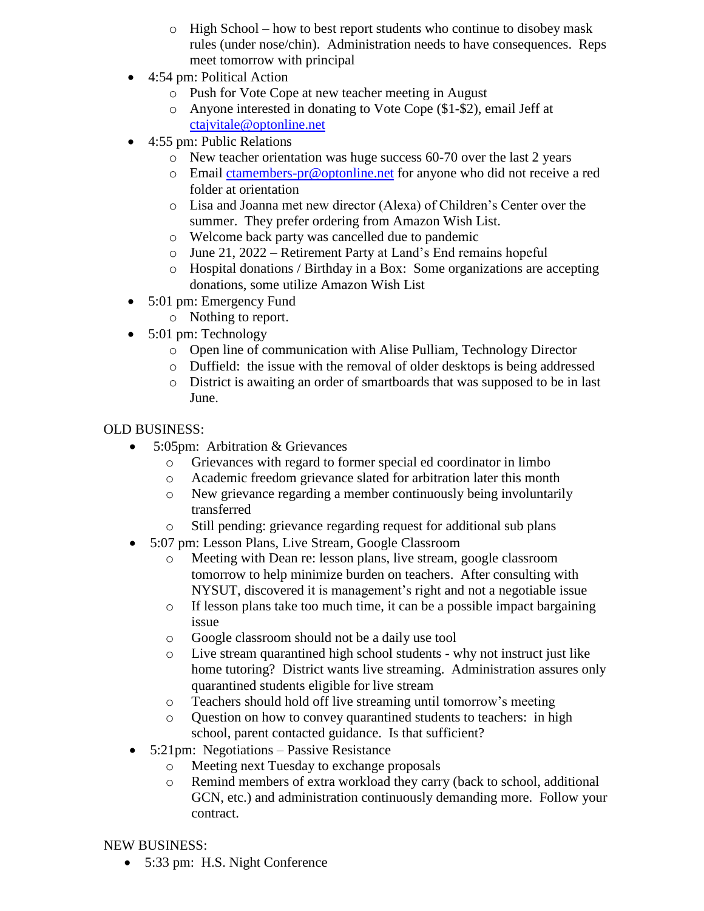- High School – how to best report students who continue to disobey mask rules (under nose/chin). Administration needs to have consequences. Reps meet tomorrow with principal

- 4:54 pm: Political Action
  - Push for Vote Cope at new teacher meeting in August
  - Anyone interested in donating to Vote Cope ($1-$2), email Jeff at [ctajvitale@optonline.net](mailto:ctajvitale@optonline.net)
- 4:55 pm: Public Relations
  - New teacher orientation was huge success 60-70 over the last 2 years
  - Email [ctamembers-pr@optonline.net](mailto:ctamembers-pr@optonline.net) for anyone who did not receive a red folder at orientation
  - Lisa and Joanna met new director (Alexa) of Children's Center over the summer. They prefer ordering from Amazon Wish List.
  - Welcome back party was cancelled due to pandemic
  - June 21, 2022 – Retirement Party at Land's End remains hopeful
  - Hospital donations / Birthday in a Box: Some organizations are accepting donations, some utilize Amazon Wish List
- 5:01 pm: Emergency Fund
  - Nothing to report.
- 5:01 pm: Technology
  - Open line of communication with Alise Pulliam, Technology Director
  - Duffield: the issue with the removal of older desktops is being addressed
  - District is awaiting an order of smartboards that was supposed to be in last June.

OLD BUSINESS:

- 5:05pm: Arbitration & Grievances
  - Grievances with regard to former special ed coordinator in limbo
  - Academic freedom grievance slated for arbitration later this month
  - New grievance regarding a member continuously being involuntarily transferred
  - Still pending: grievance regarding request for additional sub plans
- 5:07 pm: Lesson Plans, Live Stream, Google Classroom
  - Meeting with Dean re: lesson plans, live stream, google classroom tomorrow to help minimize burden on teachers. After consulting with NYSUT, discovered it is management's right and not a negotiable issue
  - If lesson plans take too much time, it can be a possible impact bargaining issue
  - Google classroom should not be a daily use tool
  - Live stream quarantined high school students - why not instruct just like home tutoring? District wants live streaming. Administration assures only quarantined students eligible for live stream
  - Teachers should hold off live streaming until tomorrow's meeting
  - Question on how to convey quarantined students to teachers: in high school, parent contacted guidance. Is that sufficient?
- 5:21pm: Negotiations – Passive Resistance
  - Meeting next Tuesday to exchange proposals
  - Remind members of extra workload they carry (back to school, additional GCN, etc.) and administration continuously demanding more. Follow your contract.

NEW BUSINESS:

- 5:33 pm: H.S. Night Conference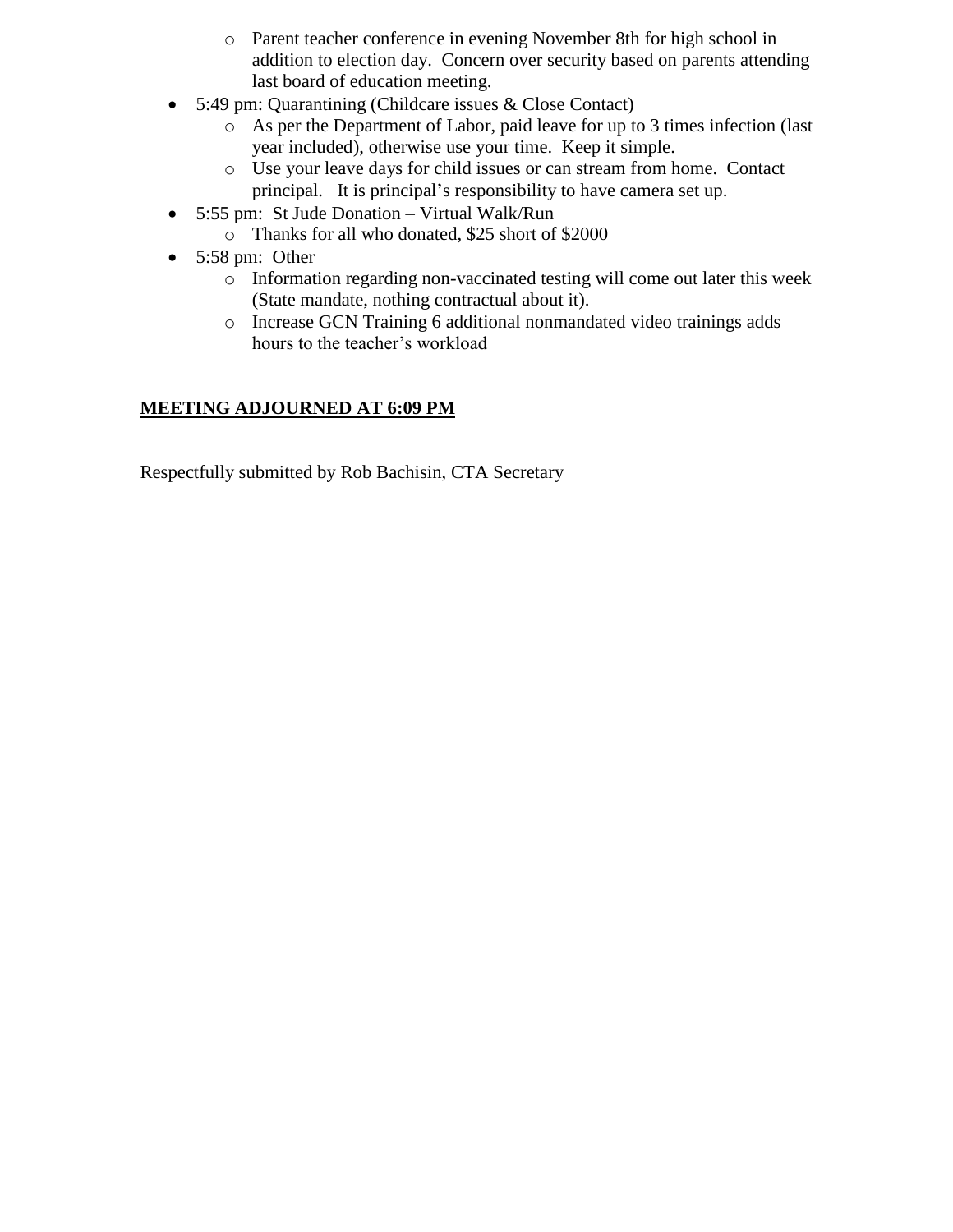- Parent teacher conference in evening November 8th for high school in addition to election day.  Concern over security based on parents attending last board of education meeting.
- 5:49 pm: Quarantining (Childcare issues & Close Contact)
    - As per the Department of Labor, paid leave for up to 3 times infection (last year included), otherwise use your time.  Keep it simple.
    - Use your leave days for child issues or can stream from home.  Contact principal.   It is principal's responsibility to have camera set up.
- 5:55 pm:  St Jude Donation – Virtual Walk/Run
    - Thanks for all who donated, $25 short of $2000
- 5:58 pm:  Other
    - Information regarding non-vaccinated testing will come out later this week (State mandate, nothing contractual about it).
    - Increase GCN Training 6 additional nonmandated video trainings adds hours to the teacher's workload

**MEETING ADJOURNED AT 6:09 PM**

Respectfully submitted by Rob Bachisin, CTA Secretary